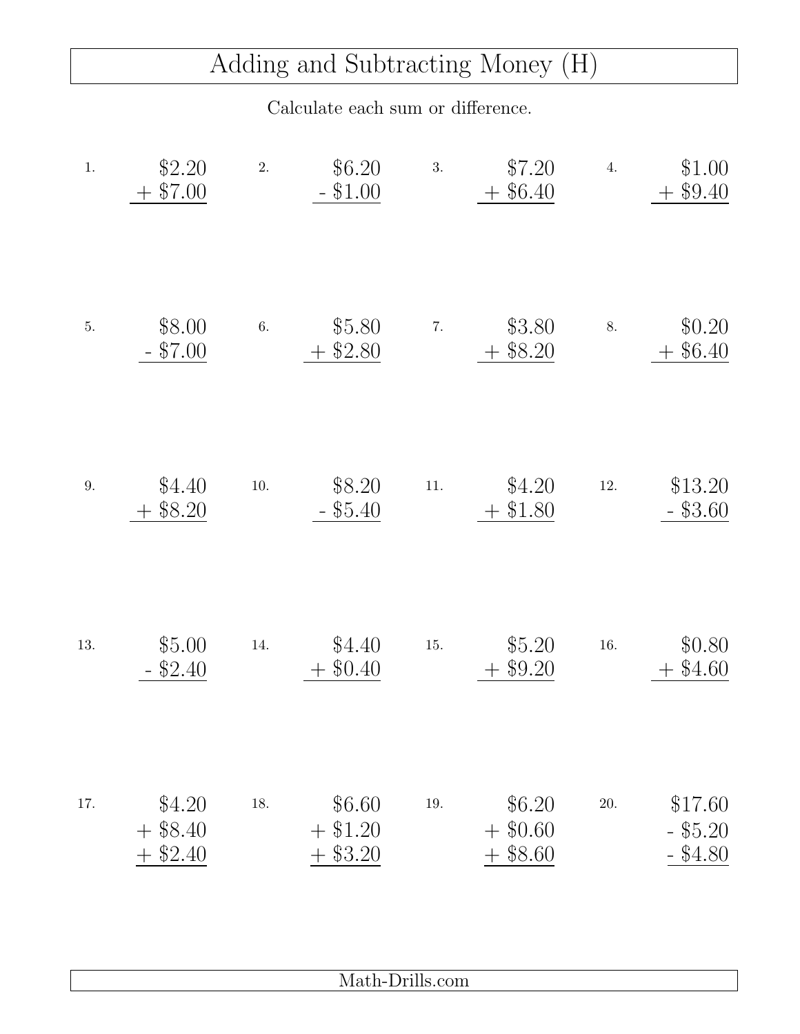# Adding and Subtracting Money (H)

Calculate each sum or difference.

1. $2.20 + $7.00

2. $6.20 - $1.00

3. $7.20 + $6.40

4. $1.00 + $9.40

5. $8.00 - $7.00

6. $5.80 + $2.80

7. $3.80 + $8.20

8. $0.20 + $6.40

9. $4.40 + $8.20

10. $8.20 - $5.40

11. $4.20 + $1.80

12. $13.20 - $3.60

13. $5.00 - $2.40

14. $4.40 + $0.40

15. $5.20 + $9.20

16. $0.80 + $4.60

17. $4.20 + $8.40 + $2.40

18. $6.60 + $1.20 + $3.20

19. $6.20 + $0.60 + $8.60

20. $17.60 - $5.20 - $4.80

Math-Drills.com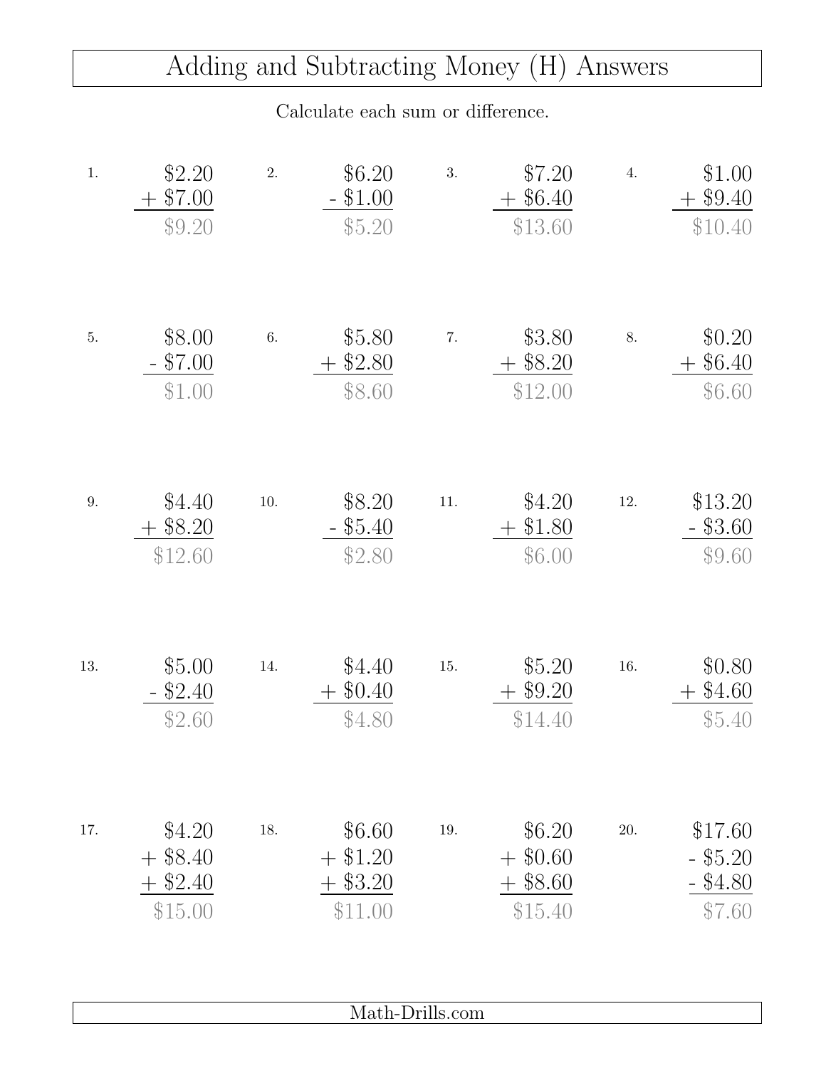# Adding and Subtracting Money (H) Answers

Calculate each sum or difference.

1.
$$\begin{array}{r} \$2.20 \\ +\ \$7.00 \\ \hline \$9.20 \end{array}$$

2.
$$\begin{array}{r} \$6.20 \\ -\ \$1.00 \\ \hline \$5.20 \end{array}$$

3.
$$\begin{array}{r} \$7.20 \\ +\ \$6.40 \\ \hline \$13.60 \end{array}$$

4.
$$\begin{array}{r} \$1.00 \\ +\ \$9.40 \\ \hline \$10.40 \end{array}$$

5.
$$\begin{array}{r} \$8.00 \\ -\ \$7.00 \\ \hline \$1.00 \end{array}$$

6.
$$\begin{array}{r} \$5.80 \\ +\ \$2.80 \\ \hline \$8.60 \end{array}$$

7.
$$\begin{array}{r} \$3.80 \\ +\ \$8.20 \\ \hline \$12.00 \end{array}$$

8.
$$\begin{array}{r} \$0.20 \\ +\ \$6.40 \\ \hline \$6.60 \end{array}$$

9.
$$\begin{array}{r} \$4.40 \\ +\ \$8.20 \\ \hline \$12.60 \end{array}$$

10.
$$\begin{array}{r} \$8.20 \\ -\ \$5.40 \\ \hline \$2.80 \end{array}$$

11.
$$\begin{array}{r} \$4.20 \\ +\ \$1.80 \\ \hline \$6.00 \end{array}$$

12.
$$\begin{array}{r} \$13.20 \\ -\ \$3.60 \\ \hline \$9.60 \end{array}$$

13.
$$\begin{array}{r} \$5.00 \\ -\ \$2.40 \\ \hline \$2.60 \end{array}$$

14.
$$\begin{array}{r} \$4.40 \\ +\ \$0.40 \\ \hline \$4.80 \end{array}$$

15.
$$\begin{array}{r} \$5.20 \\ +\ \$9.20 \\ \hline \$14.40 \end{array}$$

16.
$$\begin{array}{r} \$0.80 \\ +\ \$4.60 \\ \hline \$5.40 \end{array}$$

17.
$$\begin{array}{r} \$4.20 \\ +\ \$8.40 \\ +\ \$2.40 \\ \hline \$15.00 \end{array}$$

18.
$$\begin{array}{r} \$6.60 \\ +\ \$1.20 \\ +\ \$3.20 \\ \hline \$11.00 \end{array}$$

19.
$$\begin{array}{r} \$6.20 \\ +\ \$0.60 \\ +\ \$8.60 \\ \hline \$15.40 \end{array}$$

20.
$$\begin{array}{r} \$17.60 \\ -\ \$5.20 \\ -\ \$4.80 \\ \hline \$7.60 \end{array}$$

Math-Drills.com